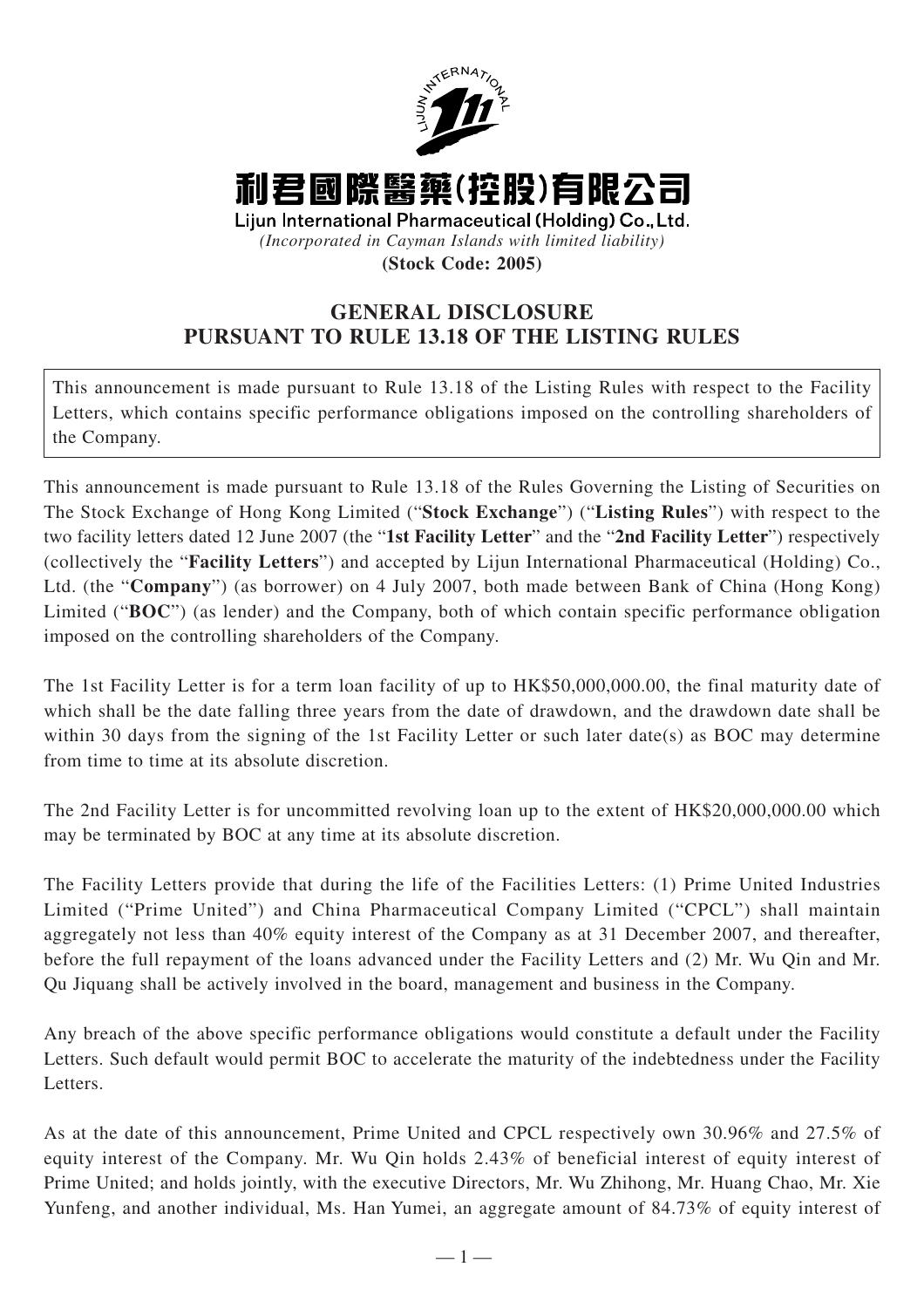# 利君國際醫藥(控股)有限公司

**Lijun International Pharmaceutical (Holding) Co., Ltd.**

*(Incorporated in Cayman Islands with limited liability)*

**(Stock Code: 2005)**

## GENERAL DISCLOSURE PURSUANT TO RULE 13.18 OF THE LISTING RULES

This announcement is made pursuant to Rule 13.18 of the Listing Rules with respect to the Facility Letters, which contains specific performance obligations imposed on the controlling shareholders of the Company.

This announcement is made pursuant to Rule 13.18 of the Rules Governing the Listing of Securities on The Stock Exchange of Hong Kong Limited ("**Stock Exchange**") ("**Listing Rules**") with respect to the two facility letters dated 12 June 2007 (the "**1st Facility Letter**" and the "**2nd Facility Letter**") respectively (collectively the "**Facility Letters**") and accepted by Lijun International Pharmaceutical (Holding) Co., Ltd. (the "**Company**") (as borrower) on 4 July 2007, both made between Bank of China (Hong Kong) Limited ("**BOC**") (as lender) and the Company, both of which contain specific performance obligation imposed on the controlling shareholders of the Company.

The 1st Facility Letter is for a term loan facility of up to HK$50,000,000.00, the final maturity date of which shall be the date falling three years from the date of drawdown, and the drawdown date shall be within 30 days from the signing of the 1st Facility Letter or such later date(s) as BOC may determine from time to time at its absolute discretion.

The 2nd Facility Letter is for uncommitted revolving loan up to the extent of HK$20,000,000.00 which may be terminated by BOC at any time at its absolute discretion.

The Facility Letters provide that during the life of the Facilities Letters: (1) Prime United Industries Limited ("Prime United") and China Pharmaceutical Company Limited ("CPCL") shall maintain aggregately not less than 40% equity interest of the Company as at 31 December 2007, and thereafter, before the full repayment of the loans advanced under the Facility Letters and (2) Mr. Wu Qin and Mr. Qu Jiquang shall be actively involved in the board, management and business in the Company.

Any breach of the above specific performance obligations would constitute a default under the Facility Letters. Such default would permit BOC to accelerate the maturity of the indebtedness under the Facility Letters.

As at the date of this announcement, Prime United and CPCL respectively own 30.96% and 27.5% of equity interest of the Company. Mr. Wu Qin holds 2.43% of beneficial interest of equity interest of Prime United; and holds jointly, with the executive Directors, Mr. Wu Zhihong, Mr. Huang Chao, Mr. Xie Yunfeng, and another individual, Ms. Han Yumei, an aggregate amount of 84.73% of equity interest of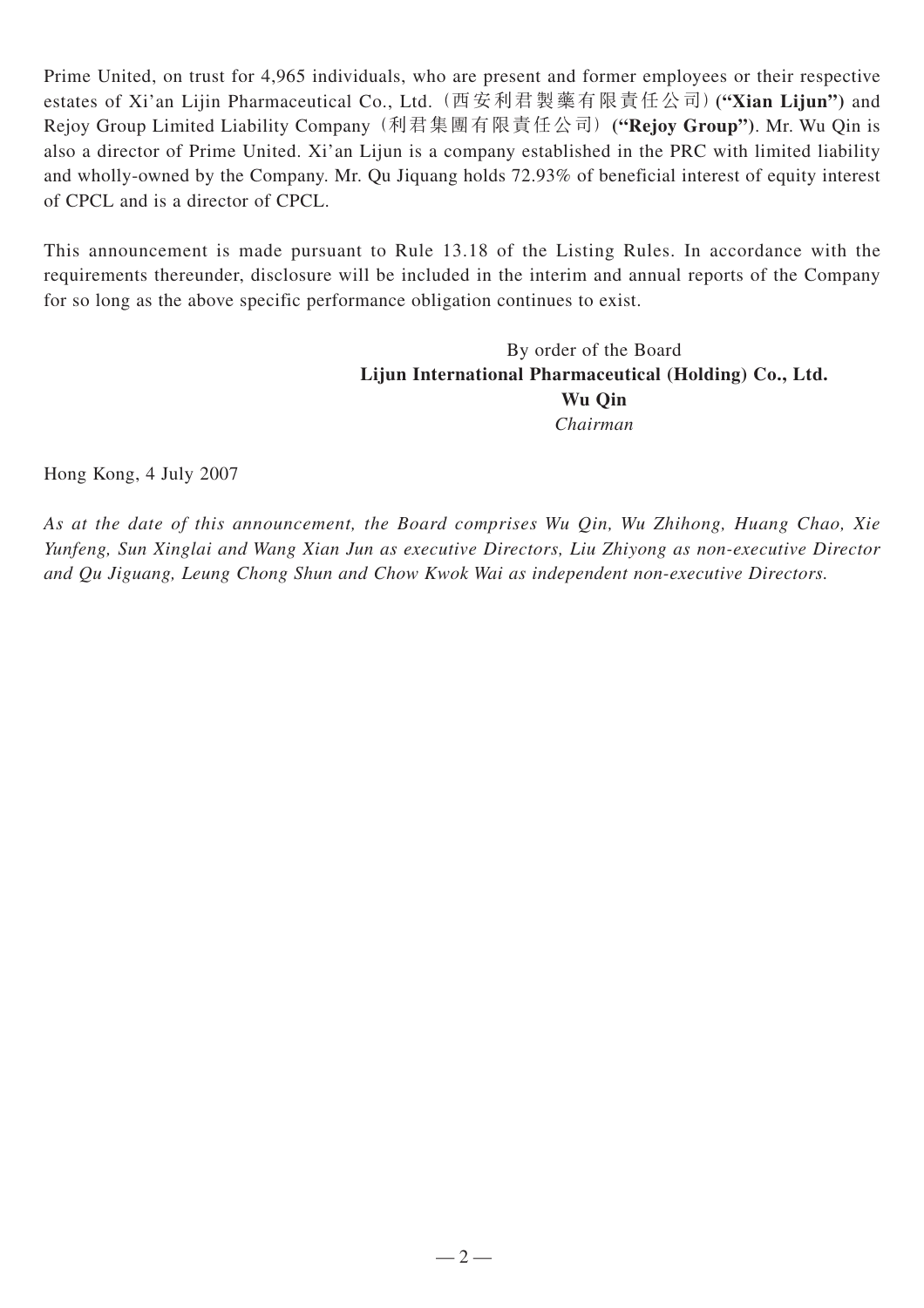Prime United, on trust for 4,965 individuals, who are present and former employees or their respective estates of Xi'an Lijin Pharmaceutical Co., Ltd.（西安利君製藥有限責任公司）**("Xian Lijun")** and Rejoy Group Limited Liability Company（利君集團有限責任公司）**("Rejoy Group")**. Mr. Wu Qin is also a director of Prime United. Xi'an Lijun is a company established in the PRC with limited liability and wholly-owned by the Company. Mr. Qu Jiquang holds 72.93% of beneficial interest of equity interest of CPCL and is a director of CPCL.

This announcement is made pursuant to Rule 13.18 of the Listing Rules. In accordance with the requirements thereunder, disclosure will be included in the interim and annual reports of the Company for so long as the above specific performance obligation continues to exist.

By order of the Board
**Lijun International Pharmaceutical (Holding) Co., Ltd.**
**Wu Qin**
*Chairman*

Hong Kong, 4 July 2007

*As at the date of this announcement, the Board comprises Wu Qin, Wu Zhihong, Huang Chao, Xie Yunfeng, Sun Xinglai and Wang Xian Jun as executive Directors, Liu Zhiyong as non-executive Director and Qu Jiguang, Leung Chong Shun and Chow Kwok Wai as independent non-executive Directors.*